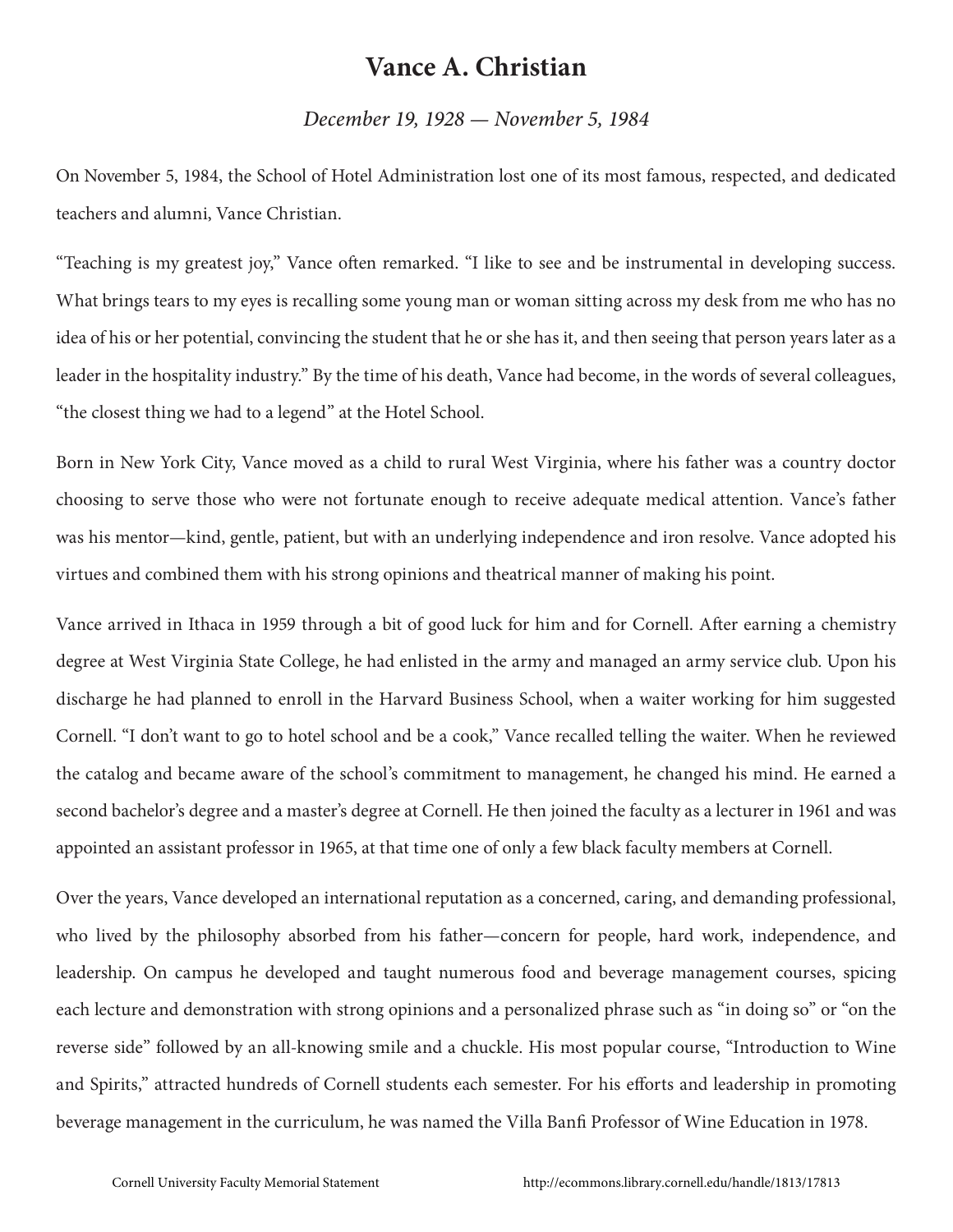# Vance A. Christian

*December 19, 1928 — November 5, 1984*

On November 5, 1984, the School of Hotel Administration lost one of its most famous, respected, and dedicated teachers and alumni, Vance Christian.

"Teaching is my greatest joy," Vance often remarked. "I like to see and be instrumental in developing success. What brings tears to my eyes is recalling some young man or woman sitting across my desk from me who has no idea of his or her potential, convincing the student that he or she has it, and then seeing that person years later as a leader in the hospitality industry." By the time of his death, Vance had become, in the words of several colleagues, "the closest thing we had to a legend" at the Hotel School.

Born in New York City, Vance moved as a child to rural West Virginia, where his father was a country doctor choosing to serve those who were not fortunate enough to receive adequate medical attention. Vance's father was his mentor—kind, gentle, patient, but with an underlying independence and iron resolve. Vance adopted his virtues and combined them with his strong opinions and theatrical manner of making his point.

Vance arrived in Ithaca in 1959 through a bit of good luck for him and for Cornell. After earning a chemistry degree at West Virginia State College, he had enlisted in the army and managed an army service club. Upon his discharge he had planned to enroll in the Harvard Business School, when a waiter working for him suggested Cornell. "I don't want to go to hotel school and be a cook," Vance recalled telling the waiter. When he reviewed the catalog and became aware of the school's commitment to management, he changed his mind. He earned a second bachelor's degree and a master's degree at Cornell. He then joined the faculty as a lecturer in 1961 and was appointed an assistant professor in 1965, at that time one of only a few black faculty members at Cornell.

Over the years, Vance developed an international reputation as a concerned, caring, and demanding professional, who lived by the philosophy absorbed from his father—concern for people, hard work, independence, and leadership. On campus he developed and taught numerous food and beverage management courses, spicing each lecture and demonstration with strong opinions and a personalized phrase such as "in doing so" or "on the reverse side" followed by an all-knowing smile and a chuckle. His most popular course, "Introduction to Wine and Spirits," attracted hundreds of Cornell students each semester. For his efforts and leadership in promoting beverage management in the curriculum, he was named the Villa Banfi Professor of Wine Education in 1978.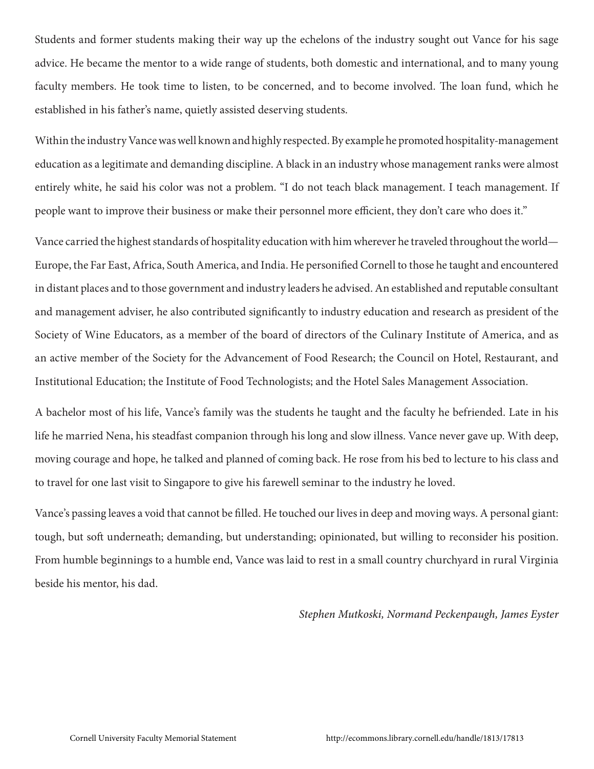Students and former students making their way up the echelons of the industry sought out Vance for his sage advice. He became the mentor to a wide range of students, both domestic and international, and to many young faculty members. He took time to listen, to be concerned, and to become involved. The loan fund, which he established in his father's name, quietly assisted deserving students.

Within the industry Vance was well known and highly respected. By example he promoted hospitality-management education as a legitimate and demanding discipline. A black in an industry whose management ranks were almost entirely white, he said his color was not a problem. "I do not teach black management. I teach management. If people want to improve their business or make their personnel more efficient, they don't care who does it."

Vance carried the highest standards of hospitality education with him wherever he traveled throughout the world—Europe, the Far East, Africa, South America, and India. He personified Cornell to those he taught and encountered in distant places and to those government and industry leaders he advised. An established and reputable consultant and management adviser, he also contributed significantly to industry education and research as president of the Society of Wine Educators, as a member of the board of directors of the Culinary Institute of America, and as an active member of the Society for the Advancement of Food Research; the Council on Hotel, Restaurant, and Institutional Education; the Institute of Food Technologists; and the Hotel Sales Management Association.

A bachelor most of his life, Vance's family was the students he taught and the faculty he befriended. Late in his life he married Nena, his steadfast companion through his long and slow illness. Vance never gave up. With deep, moving courage and hope, he talked and planned of coming back. He rose from his bed to lecture to his class and to travel for one last visit to Singapore to give his farewell seminar to the industry he loved.

Vance's passing leaves a void that cannot be filled. He touched our lives in deep and moving ways. A personal giant: tough, but soft underneath; demanding, but understanding; opinionated, but willing to reconsider his position. From humble beginnings to a humble end, Vance was laid to rest in a small country churchyard in rural Virginia beside his mentor, his dad.

*Stephen Mutkoski, Normand Peckenpaugh, James Eyster*